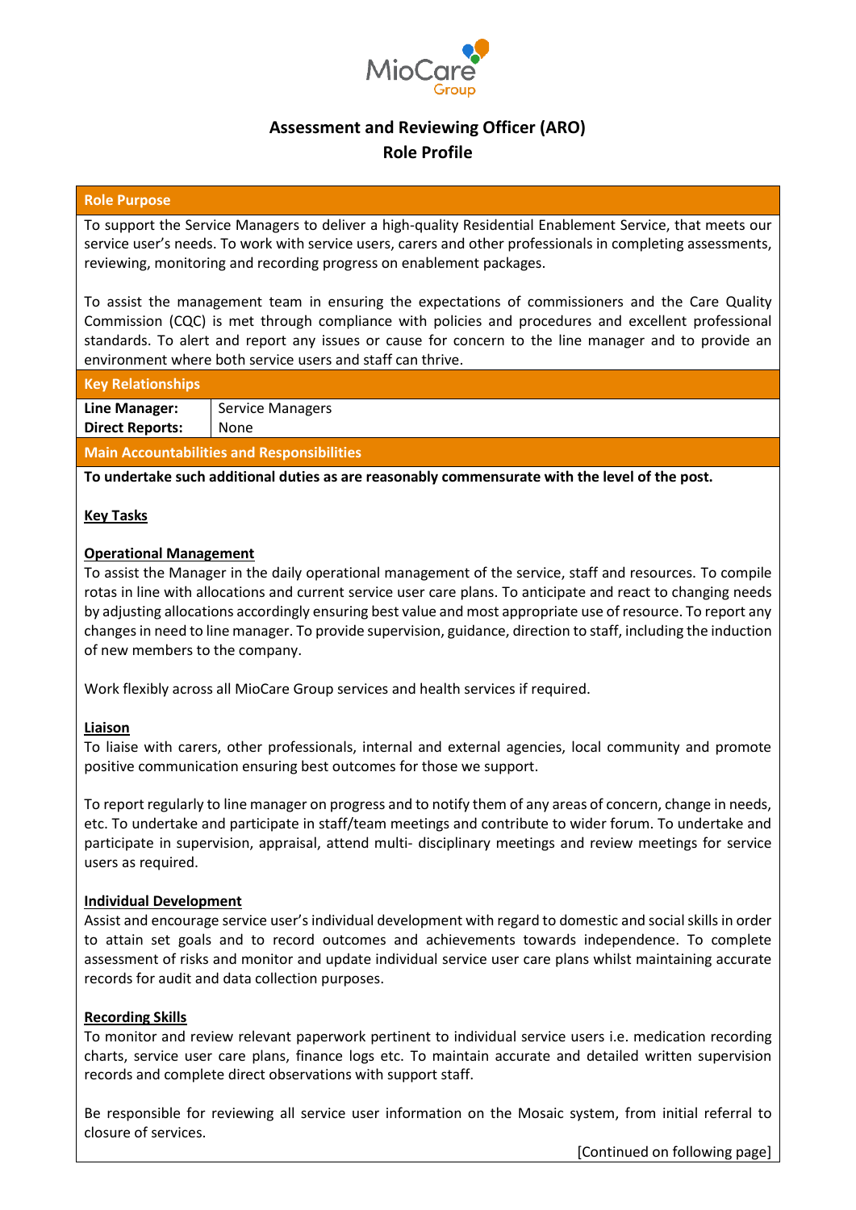MioCare Group

# Assessment and Reviewing Officer (ARO)
## Role Profile

### Role Purpose

To support the Service Managers to deliver a high-quality Residential Enablement Service, that meets our service user's needs. To work with service users, carers and other professionals in completing assessments, reviewing, monitoring and recording progress on enablement packages.

To assist the management team in ensuring the expectations of commissioners and the Care Quality Commission (CQC) is met through compliance with policies and procedures and excellent professional standards. To alert and report any issues or cause for concern to the line manager and to provide an environment where both service users and staff can thrive.

### Key Relationships

| | |
|---|---|
| **Line Manager:** | Service Managers |
| **Direct Reports:** | None |

### Main Accountabilities and Responsibilities

**To undertake such additional duties as are reasonably commensurate with the level of the post.**

**Key Tasks**

**Operational Management**

To assist the Manager in the daily operational management of the service, staff and resources. To compile rotas in line with allocations and current service user care plans. To anticipate and react to changing needs by adjusting allocations accordingly ensuring best value and most appropriate use of resource. To report any changes in need to line manager. To provide supervision, guidance, direction to staff, including the induction of new members to the company.

Work flexibly across all MioCare Group services and health services if required.

**Liaison**

To liaise with carers, other professionals, internal and external agencies, local community and promote positive communication ensuring best outcomes for those we support.

To report regularly to line manager on progress and to notify them of any areas of concern, change in needs, etc. To undertake and participate in staff/team meetings and contribute to wider forum. To undertake and participate in supervision, appraisal, attend multi- disciplinary meetings and review meetings for service users as required.

**Individual Development**

Assist and encourage service user's individual development with regard to domestic and social skills in order to attain set goals and to record outcomes and achievements towards independence. To complete assessment of risks and monitor and update individual service user care plans whilst maintaining accurate records for audit and data collection purposes.

**Recording Skills**

To monitor and review relevant paperwork pertinent to individual service users i.e. medication recording charts, service user care plans, finance logs etc. To maintain accurate and detailed written supervision records and complete direct observations with support staff.

Be responsible for reviewing all service user information on the Mosaic system, from initial referral to closure of services.

[Continued on following page]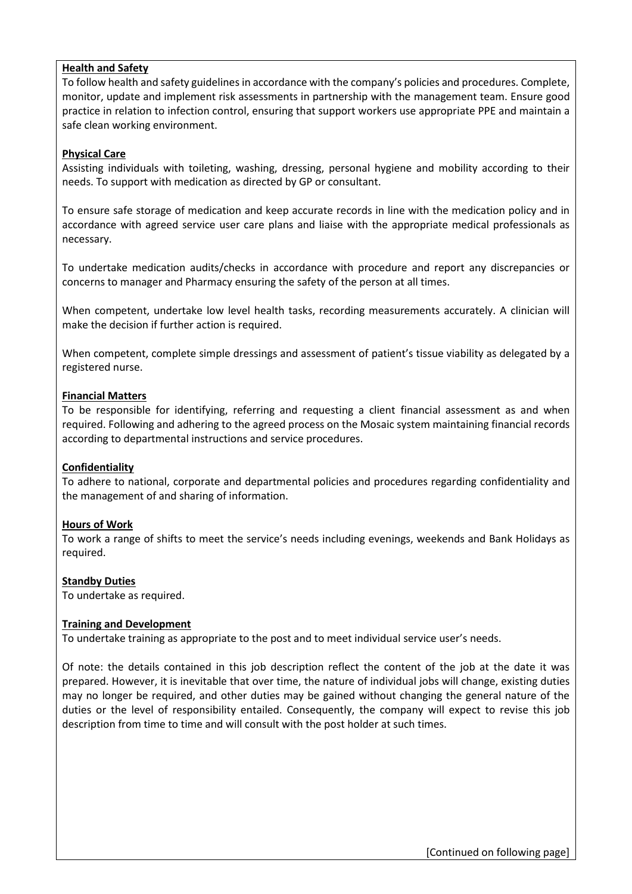**Health and Safety**

To follow health and safety guidelines in accordance with the company's policies and procedures. Complete, monitor, update and implement risk assessments in partnership with the management team. Ensure good practice in relation to infection control, ensuring that support workers use appropriate PPE and maintain a safe clean working environment.

**Physical Care**

Assisting individuals with toileting, washing, dressing, personal hygiene and mobility according to their needs. To support with medication as directed by GP or consultant.

To ensure safe storage of medication and keep accurate records in line with the medication policy and in accordance with agreed service user care plans and liaise with the appropriate medical professionals as necessary.

To undertake medication audits/checks in accordance with procedure and report any discrepancies or concerns to manager and Pharmacy ensuring the safety of the person at all times.

When competent, undertake low level health tasks, recording measurements accurately. A clinician will make the decision if further action is required.

When competent, complete simple dressings and assessment of patient's tissue viability as delegated by a registered nurse.

**Financial Matters**

To be responsible for identifying, referring and requesting a client financial assessment as and when required. Following and adhering to the agreed process on the Mosaic system maintaining financial records according to departmental instructions and service procedures.

**Confidentiality**

To adhere to national, corporate and departmental policies and procedures regarding confidentiality and the management of and sharing of information.

**Hours of Work**

To work a range of shifts to meet the service's needs including evenings, weekends and Bank Holidays as required.

**Standby Duties**

To undertake as required.

**Training and Development**

To undertake training as appropriate to the post and to meet individual service user's needs.

Of note: the details contained in this job description reflect the content of the job at the date it was prepared. However, it is inevitable that over time, the nature of individual jobs will change, existing duties may no longer be required, and other duties may be gained without changing the general nature of the duties or the level of responsibility entailed. Consequently, the company will expect to revise this job description from time to time and will consult with the post holder at such times.

[Continued on following page]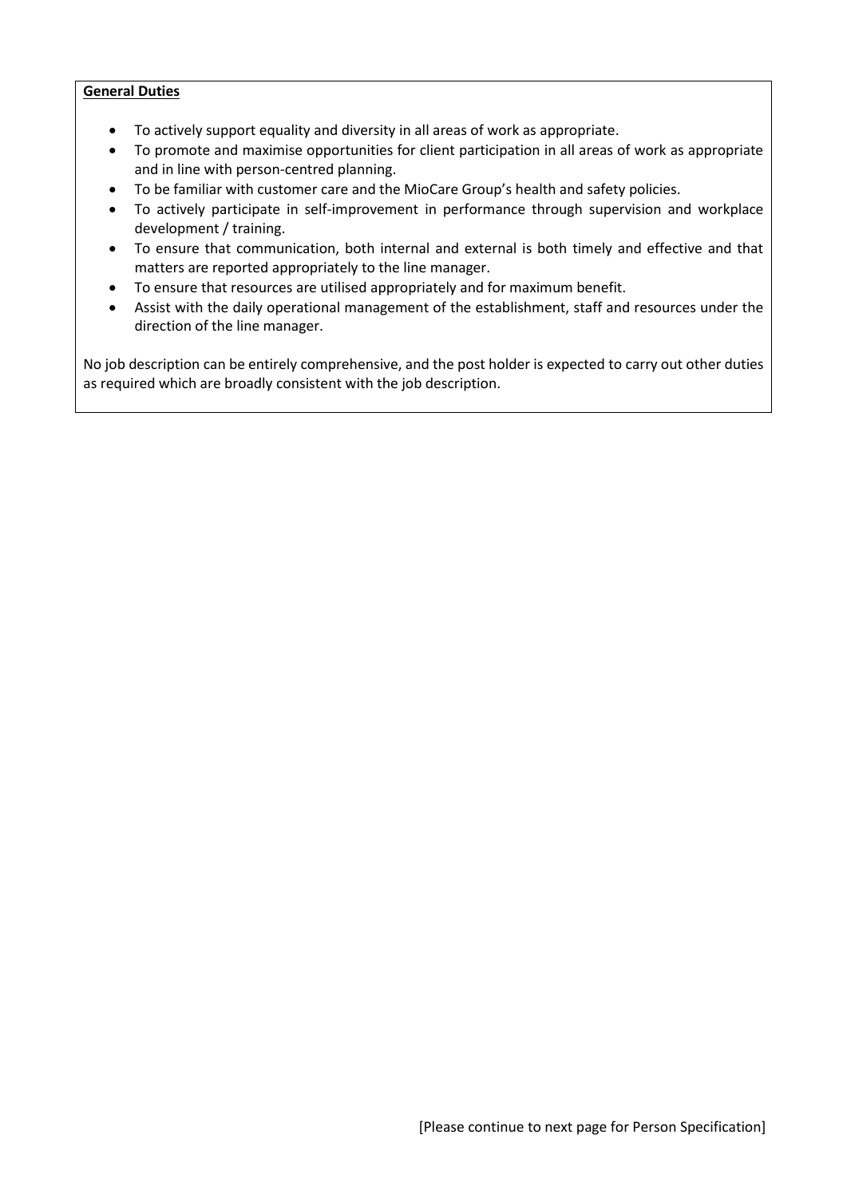**General Duties**

- To actively support equality and diversity in all areas of work as appropriate.
- To promote and maximise opportunities for client participation in all areas of work as appropriate and in line with person-centred planning.
- To be familiar with customer care and the MioCare Group's health and safety policies.
- To actively participate in self-improvement in performance through supervision and workplace development / training.
- To ensure that communication, both internal and external is both timely and effective and that matters are reported appropriately to the line manager.
- To ensure that resources are utilised appropriately and for maximum benefit.
- Assist with the daily operational management of the establishment, staff and resources under the direction of the line manager.

No job description can be entirely comprehensive, and the post holder is expected to carry out other duties as required which are broadly consistent with the job description.

[Please continue to next page for Person Specification]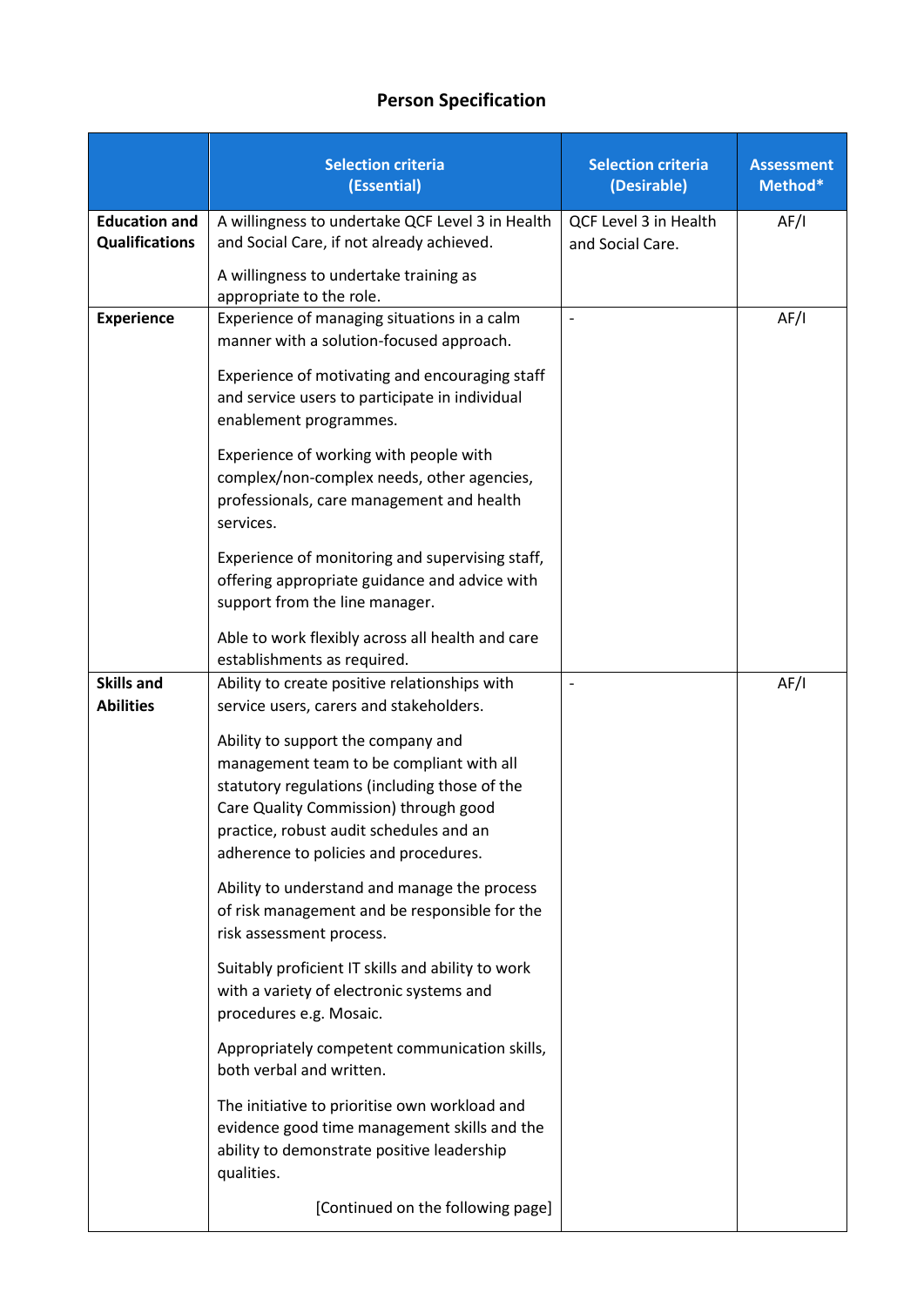# Person Specification

| | Selection criteria (Essential) | Selection criteria (Desirable) | Assessment Method* |
|---|---|---|---|
| **Education and Qualifications** | A willingness to undertake QCF Level 3 in Health and Social Care, if not already achieved.<br><br>A willingness to undertake training as appropriate to the role. | QCF Level 3 in Health and Social Care. | AF/I |
| **Experience** | Experience of managing situations in a calm manner with a solution-focused approach.<br><br>Experience of motivating and encouraging staff and service users to participate in individual enablement programmes.<br><br>Experience of working with people with complex/non-complex needs, other agencies, professionals, care management and health services.<br><br>Experience of monitoring and supervising staff, offering appropriate guidance and advice with support from the line manager.<br><br>Able to work flexibly across all health and care establishments as required. | - | AF/I |
| **Skills and Abilities** | Ability to create positive relationships with service users, carers and stakeholders.<br><br>Ability to support the company and management team to be compliant with all statutory regulations (including those of the Care Quality Commission) through good practice, robust audit schedules and an adherence to policies and procedures.<br><br>Ability to understand and manage the process of risk management and be responsible for the risk assessment process.<br><br>Suitably proficient IT skills and ability to work with a variety of electronic systems and procedures e.g. Mosaic.<br><br>Appropriately competent communication skills, both verbal and written.<br><br>The initiative to prioritise own workload and evidence good time management skills and the ability to demonstrate positive leadership qualities.<br><br>[Continued on the following page] | - | AF/I |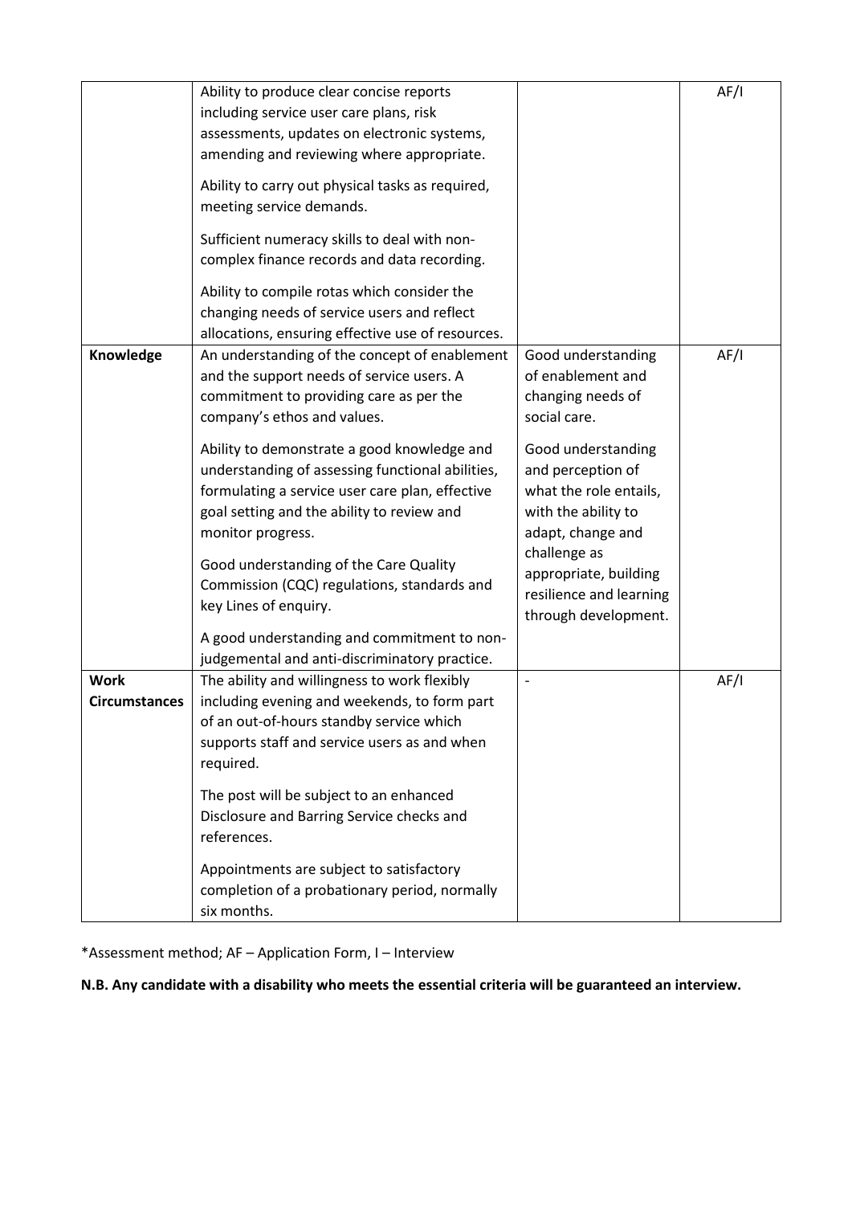| | | | |
|---|---|---|---|
| | Ability to produce clear concise reports including service user care plans, risk assessments, updates on electronic systems, amending and reviewing where appropriate.<br><br>Ability to carry out physical tasks as required, meeting service demands.<br><br>Sufficient numeracy skills to deal with non-complex finance records and data recording.<br><br>Ability to compile rotas which consider the changing needs of service users and reflect allocations, ensuring effective use of resources. | | AF/I |
| **Knowledge** | An understanding of the concept of enablement and the support needs of service users. A commitment to providing care as per the company's ethos and values.<br><br>Ability to demonstrate a good knowledge and understanding of assessing functional abilities, formulating a service user care plan, effective goal setting and the ability to review and monitor progress.<br><br>Good understanding of the Care Quality Commission (CQC) regulations, standards and key Lines of enquiry.<br><br>A good understanding and commitment to non-judgemental and anti-discriminatory practice. | Good understanding of enablement and changing needs of social care.<br><br>Good understanding and perception of what the role entails, with the ability to adapt, change and challenge as appropriate, building resilience and learning through development. | AF/I |
| **Work Circumstances** | The ability and willingness to work flexibly including evening and weekends, to form part of an out-of-hours standby service which supports staff and service users as and when required.<br><br>The post will be subject to an enhanced Disclosure and Barring Service checks and references.<br><br>Appointments are subject to satisfactory completion of a probationary period, normally six months. | - | AF/I |

*Assessment method; AF – Application Form, I – Interview

**N.B. Any candidate with a disability who meets the essential criteria will be guaranteed an interview.**